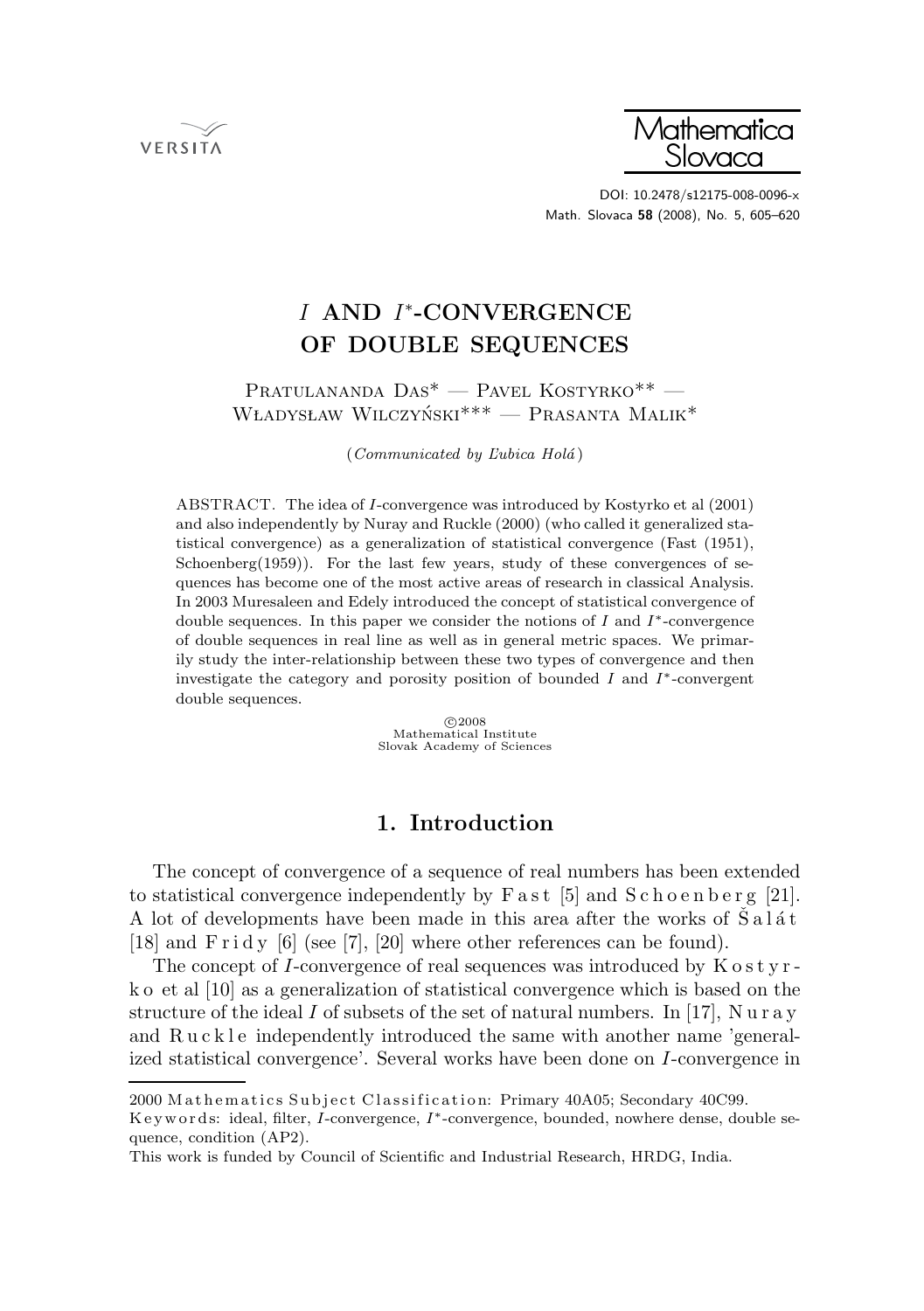# $I$ AND $I^*$-CONVERGENCE OF DOUBLE SEQUENCES

Pratulananda Das* — Pavel Kostyrko** — Władysław Wilczyński*** — Prasanta Malik*

(*Communicated by Ľubica Holá*)

ABSTRACT. The idea of $I$-convergence was introduced by Kostyrko et al (2001) and also independently by Nuray and Ruckle (2000) (who called it generalized statistical convergence) as a generalization of statistical convergence (Fast (1951), Schoenberg(1959)). For the last few years, study of these convergences of sequences has become one of the most active areas of research in classical Analysis. In 2003 Muresaleen and Edely introduced the concept of statistical convergence of double sequences. In this paper we consider the notions of $I$ and $I^*$-convergence of double sequences in real line as well as in general metric spaces. We primarily study the inter-relationship between these two types of convergence and then investigate the category and porosity position of bounded $I$ and $I^*$-convergent double sequences.

©2008
Mathematical Institute
Slovak Academy of Sciences

## 1. Introduction

The concept of convergence of a sequence of real numbers has been extended to statistical convergence independently by Fast [5] and Schoenberg [21]. A lot of developments have been made in this area after the works of Šalát [18] and Fridy [6] (see [7], [20] where other references can be found).

The concept of $I$-convergence of real sequences was introduced by Kostyrko et al [10] as a generalization of statistical convergence which is based on the structure of the ideal $I$ of subsets of the set of natural numbers. In [17], Nuray and Ruckle independently introduced the same with another name 'generalized statistical convergence'. Several works have been done on $I$-convergence in

---

2000 Mathematics Subject Classification: Primary 40A05; Secondary 40C99.
Keywords: ideal, filter, $I$-convergence, $I^*$-convergence, bounded, nowhere dense, double sequence, condition (AP2).
This work is funded by Council of Scientific and Industrial Research, HRDG, India.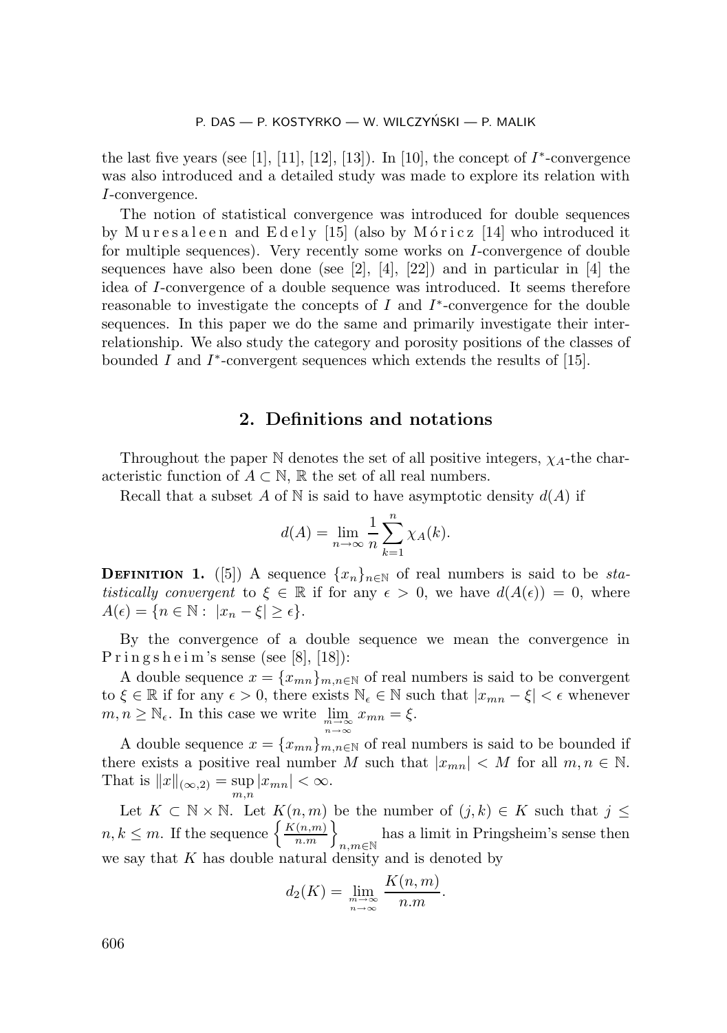the last five years (see [1], [11], [12], [13]). In [10], the concept of $I^*$-convergence was also introduced and a detailed study was made to explore its relation with $I$-convergence.

The notion of statistical convergence was introduced for double sequences by Muresaleen and Edely [15] (also by Móricz [14] who introduced it for multiple sequences). Very recently some works on $I$-convergence of double sequences have also been done (see [2], [4], [22]) and in particular in [4] the idea of $I$-convergence of a double sequence was introduced. It seems therefore reasonable to investigate the concepts of $I$ and $I^*$-convergence for the double sequences. In this paper we do the same and primarily investigate their interrelationship. We also study the category and porosity positions of the classes of bounded $I$ and $I^*$-convergent sequences which extends the results of [15].

## 2. Definitions and notations

Throughout the paper $\mathbb{N}$ denotes the set of all positive integers, $\chi_A$-the characteristic function of $A \subset \mathbb{N}$, $\mathbb{R}$ the set of all real numbers.

Recall that a subset $A$ of $\mathbb{N}$ is said to have asymptotic density $d(A)$ if

$$d(A) = \lim_{n\to\infty} \frac{1}{n} \sum_{k=1}^{n} \chi_A(k).$$

**Definition 1.** ([5]) A sequence $\{x_n\}_{n\in\mathbb{N}}$ of real numbers is said to be *statistically convergent* to $\xi \in \mathbb{R}$ if for any $\epsilon > 0$, we have $d(A(\epsilon)) = 0$, where $A(\epsilon) = \{n \in \mathbb{N} : \ |x_n - \xi| \geq \epsilon\}$.

By the convergence of a double sequence we mean the convergence in Pringsheim's sense (see [8], [18]):

A double sequence $x = \{x_{mn}\}_{m,n\in\mathbb{N}}$ of real numbers is said to be convergent to $\xi \in \mathbb{R}$ if for any $\epsilon > 0$, there exists $\mathbb{N}_\epsilon \in \mathbb{N}$ such that $|x_{mn} - \xi| < \epsilon$ whenever $m, n \geq \mathbb{N}_\epsilon$. In this case we write $\lim\limits_{\substack{m\to\infty \\ n\to\infty}} x_{mn} = \xi$.

A double sequence $x = \{x_{mn}\}_{m,n\in\mathbb{N}}$ of real numbers is said to be bounded if there exists a positive real number $M$ such that $|x_{mn}| < M$ for all $m, n \in \mathbb{N}$. That is $\|x\|_{(\infty,2)} = \sup\limits_{m,n} |x_{mn}| < \infty$.

Let $K \subset \mathbb{N} \times \mathbb{N}$. Let $K(n,m)$ be the number of $(j,k) \in K$ such that $j \leq n, k \leq m$. If the sequence $\left\{\frac{K(n,m)}{n.m}\right\}_{n,m\in\mathbb{N}}$ has a limit in Pringsheim's sense then we say that $K$ has double natural density and is denoted by

$$d_2(K) = \lim_{\substack{m\to\infty \\ n\to\infty}} \frac{K(n,m)}{n.m}.$$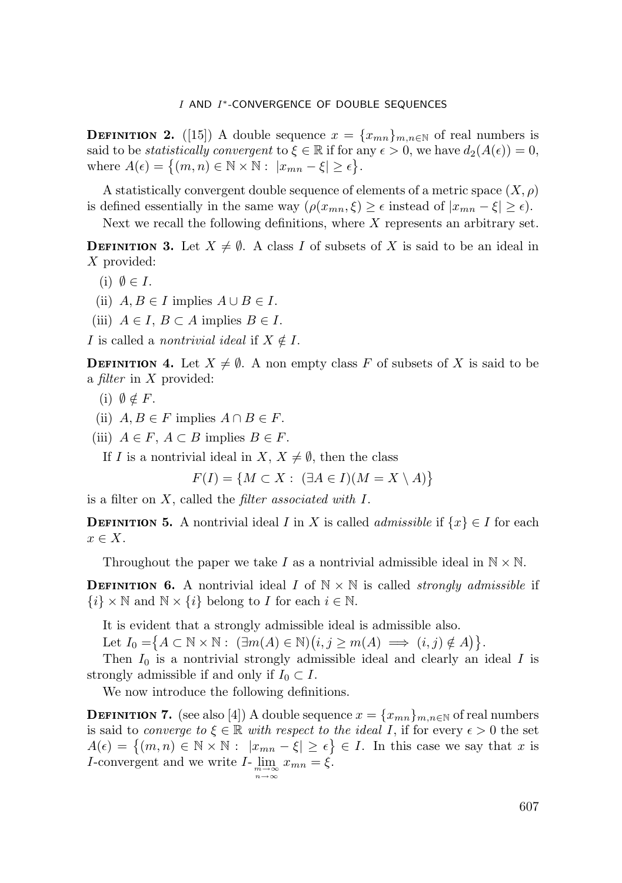**Definition 2.** ([15]) A double sequence $x = \{x_{mn}\}_{m,n\in\mathbb{N}}$ of real numbers is said to be *statistically convergent* to $\xi \in \mathbb{R}$ if for any $\epsilon > 0$, we have $d_2(A(\epsilon)) = 0$, where $A(\epsilon) = \{(m,n) \in \mathbb{N}\times\mathbb{N} : \ |x_{mn} - \xi| \geq \epsilon\}$.

A statistically convergent double sequence of elements of a metric space $(X, \rho)$ is defined essentially in the same way ($\rho(x_{mn}, \xi) \geq \epsilon$ instead of $|x_{mn} - \xi| \geq \epsilon$).

Next we recall the following definitions, where $X$ represents an arbitrary set.

**Definition 3.** Let $X \neq \emptyset$. A class $I$ of subsets of $X$ is said to be an ideal in $X$ provided:

(i) $\emptyset \in I$.

(ii) $A, B \in I$ implies $A \cup B \in I$.

(iii) $A \in I$, $B \subset A$ implies $B \in I$.

$I$ is called a *nontrivial ideal* if $X \notin I$.

**Definition 4.** Let $X \neq \emptyset$. A non empty class $F$ of subsets of $X$ is said to be a *filter* in $X$ provided:

(i) $\emptyset \notin F$.

(ii) $A, B \in F$ implies $A \cap B \in F$.

(iii) $A \in F$, $A \subset B$ implies $B \in F$.

If $I$ is a nontrivial ideal in $X$, $X \neq \emptyset$, then the class

$$F(I) = \{M \subset X : \ (\exists A \in I)(M = X \setminus A)\}$$

is a filter on $X$, called the *filter associated with* $I$.

**Definition 5.** A nontrivial ideal $I$ in $X$ is called *admissible* if $\{x\} \in I$ for each $x \in X$.

Throughout the paper we take $I$ as a nontrivial admissible ideal in $\mathbb{N}\times\mathbb{N}$.

**Definition 6.** A nontrivial ideal $I$ of $\mathbb{N}\times\mathbb{N}$ is called *strongly admissible* if $\{i\}\times\mathbb{N}$ and $\mathbb{N}\times\{i\}$ belong to $I$ for each $i \in \mathbb{N}$.

It is evident that a strongly admissible ideal is admissible also.

Let $I_0 = \{A \subset \mathbb{N}\times\mathbb{N} : \ (\exists m(A) \in \mathbb{N})(i, j \geq m(A) \implies (i,j) \notin A)\}$.

Then $I_0$ is a nontrivial strongly admissible ideal and clearly an ideal $I$ is strongly admissible if and only if $I_0 \subset I$.

We now introduce the following definitions.

**Definition 7.** (see also [4]) A double sequence $x = \{x_{mn}\}_{m,n\in\mathbb{N}}$ of real numbers is said to *converge to* $\xi \in \mathbb{R}$ *with respect to the ideal* $I$, if for every $\epsilon > 0$ the set $A(\epsilon) = \{(m,n) \in \mathbb{N}\times\mathbb{N} : \ |x_{mn} - \xi| \geq \epsilon\} \in I$. In this case we say that $x$ is $I$-convergent and we write $I\text{-}\lim\limits_{\substack{m\to\infty \\ n\to\infty}} x_{mn} = \xi$.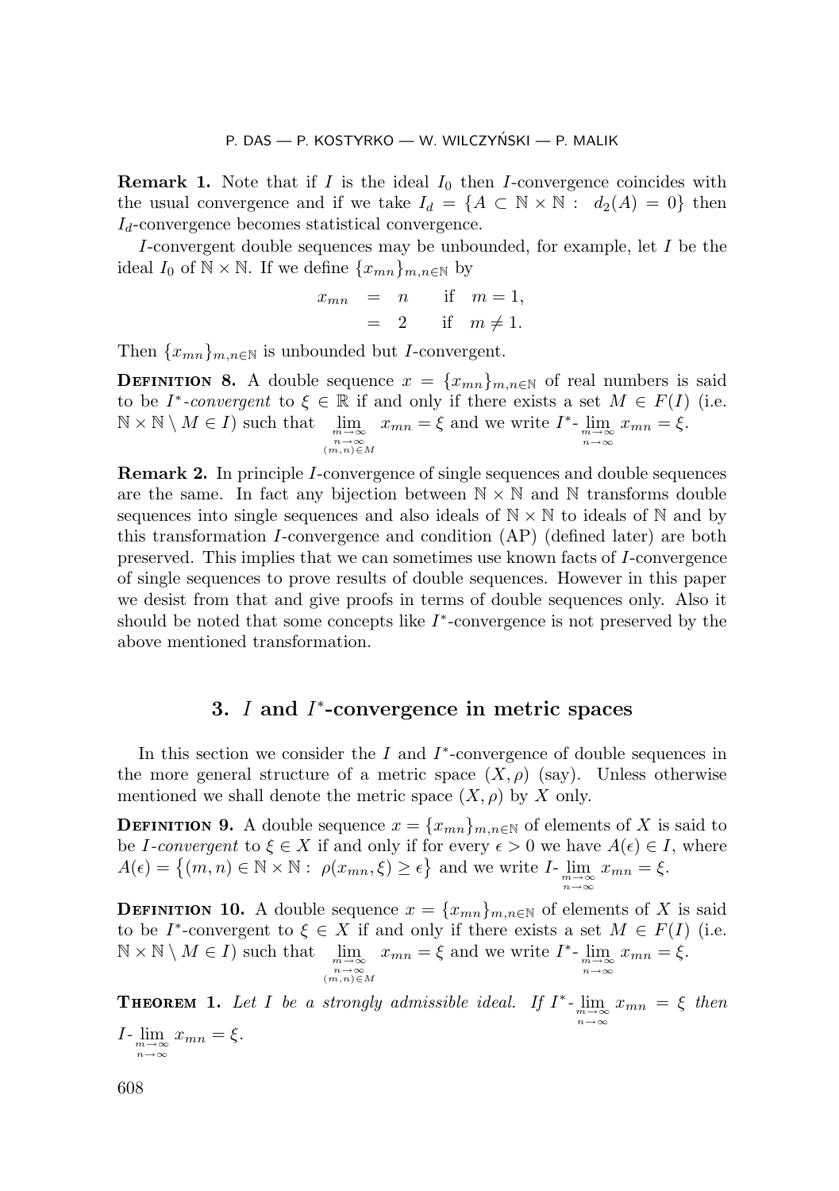**Remark 1.** Note that if $I$ is the ideal $I_0$ then $I$-convergence coincides with the usual convergence and if we take $I_d = \{A \subset \mathbb{N} \times \mathbb{N} : \ d_2(A) = 0\}$ then $I_d$-convergence becomes statistical convergence.

$I$-convergent double sequences may be unbounded, for example, let $I$ be the ideal $I_0$ of $\mathbb{N} \times \mathbb{N}$. If we define $\{x_{mn}\}_{m,n\in\mathbb{N}}$ by

$$\begin{aligned} x_{mn} &= n \quad \text{if} \quad m = 1, \\ &= 2 \quad \text{if} \quad m \neq 1. \end{aligned}$$

Then $\{x_{mn}\}_{m,n\in\mathbb{N}}$ is unbounded but $I$-convergent.

**Definition 8.** A double sequence $x = \{x_{mn}\}_{m,n\in\mathbb{N}}$ of real numbers is said to be *$I^*$-convergent* to $\xi \in \mathbb{R}$ if and only if there exists a set $M \in F(I)$ (i.e. $\mathbb{N} \times \mathbb{N} \setminus M \in I$) such that $\lim\limits_{\substack{m\to\infty \\ n\to\infty \\ (m,n)\in M}} x_{mn} = \xi$ and we write $I^*\text{-}\lim\limits_{\substack{m\to\infty \\ n\to\infty}} x_{mn} = \xi$.

**Remark 2.** In principle $I$-convergence of single sequences and double sequences are the same. In fact any bijection between $\mathbb{N} \times \mathbb{N}$ and $\mathbb{N}$ transforms double sequences into single sequences and also ideals of $\mathbb{N} \times \mathbb{N}$ to ideals of $\mathbb{N}$ and by this transformation $I$-convergence and condition (AP) (defined later) are both preserved. This implies that we can sometimes use known facts of $I$-convergence of single sequences to prove results of double sequences. However in this paper we desist from that and give proofs in terms of double sequences only. Also it should be noted that some concepts like $I^*$-convergence is not preserved by the above mentioned transformation.

## 3. $I$ and $I^*$-convergence in metric spaces

In this section we consider the $I$ and $I^*$-convergence of double sequences in the more general structure of a metric space $(X, \rho)$ (say). Unless otherwise mentioned we shall denote the metric space $(X, \rho)$ by $X$ only.

**Definition 9.** A double sequence $x = \{x_{mn}\}_{m,n\in\mathbb{N}}$ of elements of $X$ is said to be *$I$-convergent* to $\xi \in X$ if and only if for every $\epsilon > 0$ we have $A(\epsilon) \in I$, where $A(\epsilon) = \{(m,n) \in \mathbb{N} \times \mathbb{N} : \ \rho(x_{mn}, \xi) \geq \epsilon\}$ and we write $I\text{-}\lim\limits_{\substack{m\to\infty \\ n\to\infty}} x_{mn} = \xi$.

**Definition 10.** A double sequence $x = \{x_{mn}\}_{m,n\in\mathbb{N}}$ of elements of $X$ is said to be $I^*$-convergent to $\xi \in X$ if and only if there exists a set $M \in F(I)$ (i.e. $\mathbb{N} \times \mathbb{N} \setminus M \in I$) such that $\lim\limits_{\substack{m\to\infty \\ n\to\infty \\ (m,n)\in M}} x_{mn} = \xi$ and we write $I^*\text{-}\lim\limits_{\substack{m\to\infty \\ n\to\infty}} x_{mn} = \xi$.

**Theorem 1.** *Let $I$ be a strongly admissible ideal. If $I^*\text{-}\lim\limits_{\substack{m\to\infty \\ n\to\infty}} x_{mn} = \xi$ then $I\text{-}\lim\limits_{\substack{m\to\infty \\ n\to\infty}} x_{mn} = \xi$.*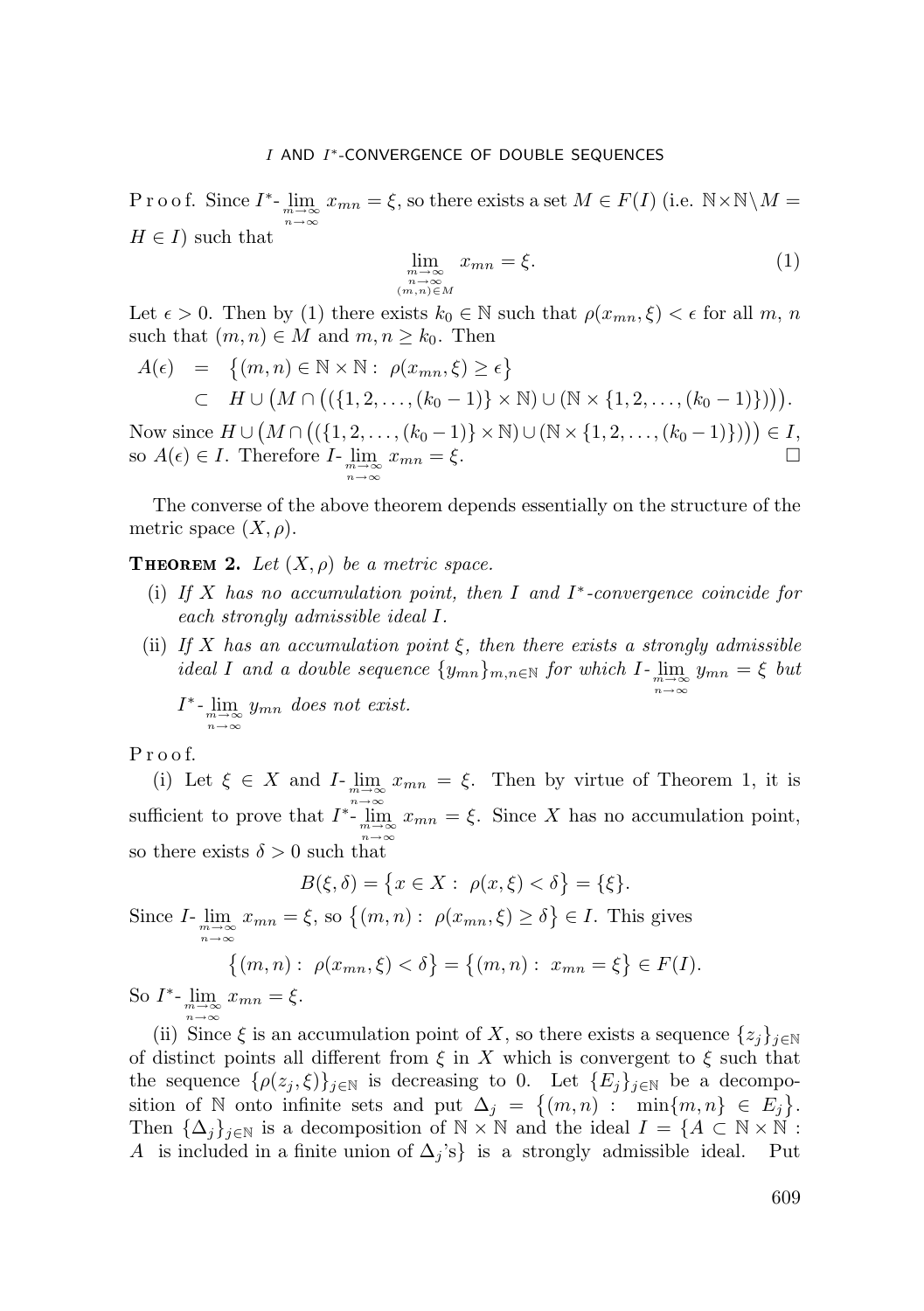Proof. Since $I^*\text{-}\lim\limits_{\substack{m\to\infty\\ n\to\infty}} x_{mn} = \xi$, so there exists a set $M \in F(I)$ (i.e. $\mathbb{N}\times\mathbb{N}\setminus M = H \in I$) such that

$$\lim_{\substack{m\to\infty\\ n\to\infty\\ (m,n)\in M}} x_{mn} = \xi. \tag{1}$$

Let $\epsilon > 0$. Then by (1) there exists $k_0 \in \mathbb{N}$ such that $\rho(x_{mn}, \xi) < \epsilon$ for all $m$, $n$ such that $(m,n) \in M$ and $m, n \geq k_0$. Then

$$\begin{aligned} A(\epsilon) &= \big\{(m,n) \in \mathbb{N}\times\mathbb{N} :\ \rho(x_{mn}, \xi) \geq \epsilon\big\} \\ &\subset\ H \cup \big(M \cap \big((\{1,2,\dots,(k_0-1)\}\times\mathbb{N}) \cup (\mathbb{N}\times\{1,2,\dots,(k_0-1)\})\big)\big). \end{aligned}$$

Now since $H \cup \big(M \cap \big((\{1,2,\dots,(k_0-1)\}\times\mathbb{N}) \cup (\mathbb{N}\times\{1,2,\dots,(k_0-1)\})\big)\big) \in I$, so $A(\epsilon) \in I$. Therefore $I\text{-}\lim\limits_{\substack{m\to\infty\\ n\to\infty}} x_{mn} = \xi$. $\square$

The converse of the above theorem depends essentially on the structure of the metric space $(X, \rho)$.

**Theorem 2.** *Let $(X, \rho)$ be a metric space.*

(i) *If $X$ has no accumulation point, then $I$ and $I^*$-convergence coincide for each strongly admissible ideal $I$.*

(ii) *If $X$ has an accumulation point $\xi$, then there exists a strongly admissible ideal $I$ and a double sequence $\{y_{mn}\}_{m,n\in\mathbb{N}}$ for which $I\text{-}\lim\limits_{\substack{m\to\infty\\ n\to\infty}} y_{mn} = \xi$ but $I^*\text{-}\lim\limits_{\substack{m\to\infty\\ n\to\infty}} y_{mn}$ does not exist.*

Proof.

(i) Let $\xi \in X$ and $I\text{-}\lim\limits_{\substack{m\to\infty\\ n\to\infty}} x_{mn} = \xi$. Then by virtue of Theorem 1, it is sufficient to prove that $I^*\text{-}\lim\limits_{\substack{m\to\infty\\ n\to\infty}} x_{mn} = \xi$. Since $X$ has no accumulation point, so there exists $\delta > 0$ such that

$$B(\xi, \delta) = \big\{x \in X :\ \rho(x, \xi) < \delta\big\} = \{\xi\}.$$

Since $I\text{-}\lim\limits_{\substack{m\to\infty\\ n\to\infty}} x_{mn} = \xi$, so $\big\{(m,n) :\ \rho(x_{mn}, \xi) \geq \delta\big\} \in I$. This gives

$$\big\{(m,n) :\ \rho(x_{mn}, \xi) < \delta\big\} = \big\{(m,n) :\ x_{mn} = \xi\big\} \in F(I).$$

So $I^*\text{-}\lim\limits_{\substack{m\to\infty\\ n\to\infty}} x_{mn} = \xi$.

(ii) Since $\xi$ is an accumulation point of $X$, so there exists a sequence $\{z_j\}_{j\in\mathbb{N}}$ of distinct points all different from $\xi$ in $X$ which is convergent to $\xi$ such that the sequence $\{\rho(z_j, \xi)\}_{j\in\mathbb{N}}$ is decreasing to 0. Let $\{E_j\}_{j\in\mathbb{N}}$ be a decomposition of $\mathbb{N}$ onto infinite sets and put $\Delta_j = \big\{(m,n) :\ \min\{m,n\} \in E_j\big\}$. Then $\{\Delta_j\}_{j\in\mathbb{N}}$ is a decomposition of $\mathbb{N}\times\mathbb{N}$ and the ideal $I = \{A \subset \mathbb{N}\times\mathbb{N} :$ $A$ is included in a finite union of $\Delta_j$'s$\}$ is a strongly admissible ideal. Put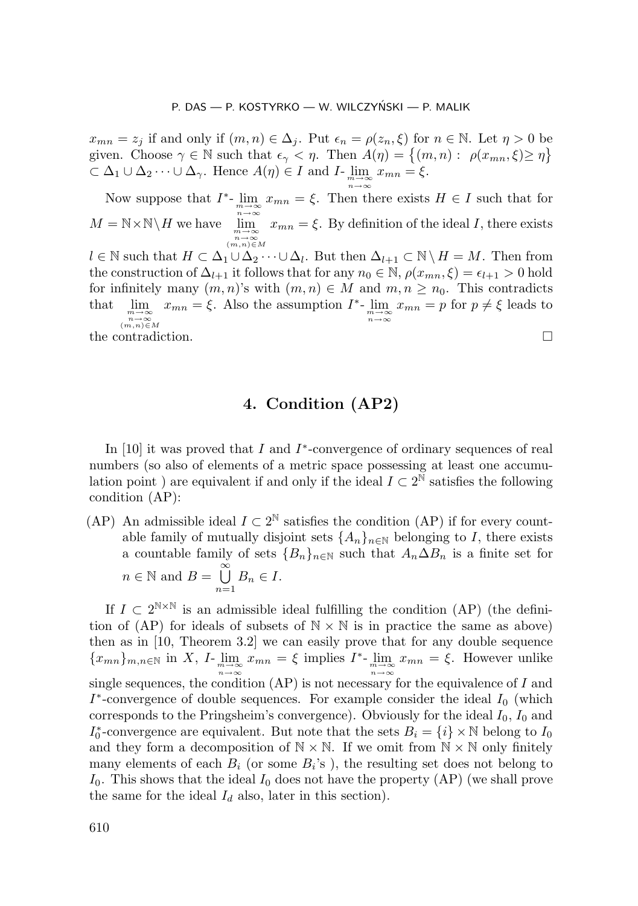$x_{mn} = z_j$ if and only if $(m,n) \in \Delta_j$. Put $\epsilon_n = \rho(z_n, \xi)$ for $n \in \mathbb{N}$. Let $\eta > 0$ be given. Choose $\gamma \in \mathbb{N}$ such that $\epsilon_\gamma < \eta$. Then $A(\eta) = \{(m,n) : \rho(x_{mn}, \xi) \geq \eta\} \subset \Delta_1 \cup \Delta_2 \cdots \cup \Delta_\gamma$. Hence $A(\eta) \in I$ and $I\text{-}\lim\limits_{\substack{m\to\infty \\ n\to\infty}} x_{mn} = \xi$.

Now suppose that $I^*\text{-}\lim\limits_{\substack{m\to\infty \\ n\to\infty}} x_{mn} = \xi$. Then there exists $H \in I$ such that for $M = \mathbb{N}\times\mathbb{N}\setminus H$ we have $\lim\limits_{\substack{m\to\infty \\ n\to\infty \\ (m,n)\in M}} x_{mn} = \xi$. By definition of the ideal $I$, there exists $l \in \mathbb{N}$ such that $H \subset \Delta_1 \cup \Delta_2 \cdots \cup \Delta_l$. But then $\Delta_{l+1} \subset \mathbb{N} \setminus H = M$. Then from the construction of $\Delta_{l+1}$ it follows that for any $n_0 \in \mathbb{N}$, $\rho(x_{mn}, \xi) = \epsilon_{l+1} > 0$ hold for infinitely many $(m,n)$'s with $(m,n) \in M$ and $m, n \geq n_0$. This contradicts that $\lim\limits_{\substack{m\to\infty \\ n\to\infty \\ (m,n)\in M}} x_{mn} = \xi$. Also the assumption $I^*\text{-}\lim\limits_{\substack{m\to\infty \\ n\to\infty}} x_{mn} = p$ for $p \neq \xi$ leads to the contradiction. $\square$

## 4. Condition (AP2)

In [10] it was proved that $I$ and $I^*$-convergence of ordinary sequences of real numbers (so also of elements of a metric space possessing at least one accumulation point ) are equivalent if and only if the ideal $I \subset 2^{\mathbb{N}}$ satisfies the following condition (AP):

(AP) An admissible ideal $I \subset 2^{\mathbb{N}}$ satisfies the condition (AP) if for every countable family of mutually disjoint sets $\{A_n\}_{n\in\mathbb{N}}$ belonging to $I$, there exists a countable family of sets $\{B_n\}_{n\in\mathbb{N}}$ such that $A_n \Delta B_n$ is a finite set for $n \in \mathbb{N}$ and $B = \bigcup\limits_{n=1}^{\infty} B_n \in I$.

If $I \subset 2^{\mathbb{N}\times\mathbb{N}}$ is an admissible ideal fulfilling the condition (AP) (the definition of (AP) for ideals of subsets of $\mathbb{N}\times\mathbb{N}$ is in practice the same as above) then as in [10, Theorem 3.2] we can easily prove that for any double sequence $\{x_{mn}\}_{m,n\in\mathbb{N}}$ in $X$, $I\text{-}\lim\limits_{\substack{m\to\infty \\ n\to\infty}} x_{mn} = \xi$ implies $I^*\text{-}\lim\limits_{\substack{m\to\infty \\ n\to\infty}} x_{mn} = \xi$. However unlike single sequences, the condition (AP) is not necessary for the equivalence of $I$ and $I^*$-convergence of double sequences. For example consider the ideal $I_0$ (which corresponds to the Pringsheim's convergence). Obviously for the ideal $I_0$, $I_0$ and $I_0^*$-convergence are equivalent. But note that the sets $B_i = \{i\} \times \mathbb{N}$ belong to $I_0$ and they form a decomposition of $\mathbb{N}\times\mathbb{N}$. If we omit from $\mathbb{N}\times\mathbb{N}$ only finitely many elements of each $B_i$ (or some $B_i$'s ), the resulting set does not belong to $I_0$. This shows that the ideal $I_0$ does not have the property (AP) (we shall prove the same for the ideal $I_d$ also, later in this section).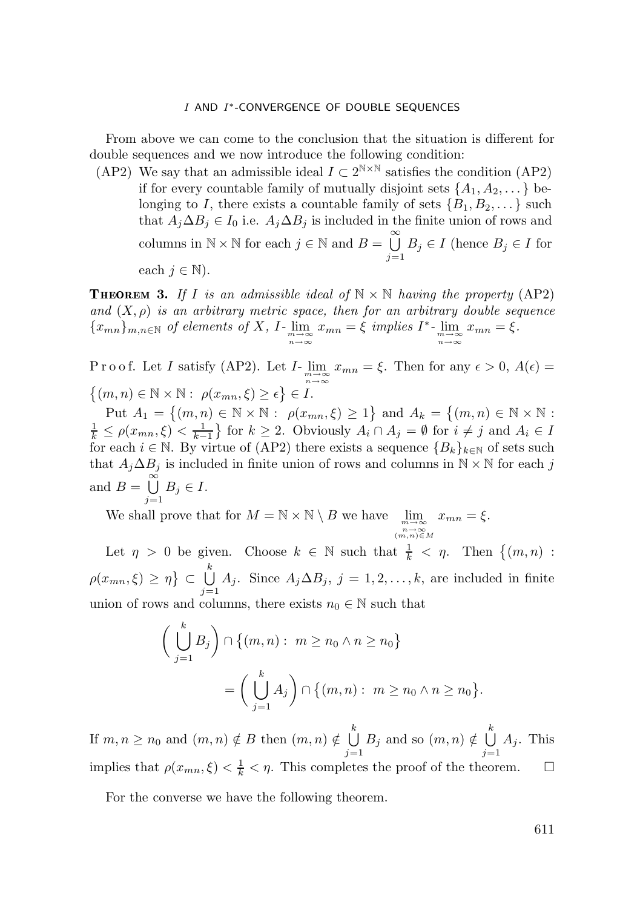From above we can come to the conclusion that the situation is different for double sequences and we now introduce the following condition:

(AP2) We say that an admissible ideal $I \subset 2^{\mathbb{N}\times\mathbb{N}}$ satisfies the condition (AP2) if for every countable family of mutually disjoint sets $\{A_1, A_2, \dots\}$ belonging to $I$, there exists a countable family of sets $\{B_1, B_2, \dots\}$ such that $A_j \Delta B_j \in I_0$ i.e. $A_j \Delta B_j$ is included in the finite union of rows and columns in $\mathbb{N}\times\mathbb{N}$ for each $j \in \mathbb{N}$ and $B = \bigcup_{j=1}^{\infty} B_j \in I$ (hence $B_j \in I$ for each $j \in \mathbb{N}$).

**Theorem 3.** *If $I$ is an admissible ideal of $\mathbb{N}\times\mathbb{N}$ having the property* (AP2) *and $(X, \rho)$ is an arbitrary metric space, then for an arbitrary double sequence $\{x_{mn}\}_{m,n\in\mathbb{N}}$ of elements of $X$, $I\text{-}\lim_{\substack{m\to\infty\\ n\to\infty}} x_{mn} = \xi$ implies $I^*\text{-}\lim_{\substack{m\to\infty\\ n\to\infty}} x_{mn} = \xi$.*

Proof. Let $I$ satisfy (AP2). Let $I\text{-}\lim_{\substack{m\to\infty\\ n\to\infty}} x_{mn} = \xi$. Then for any $\epsilon > 0$, $A(\epsilon) = \{(m,n) \in \mathbb{N}\times\mathbb{N} :\ \rho(x_{mn}, \xi) \geq \epsilon\} \in I$.

Put $A_1 = \{(m,n) \in \mathbb{N}\times\mathbb{N} :\ \rho(x_{mn}, \xi) \geq 1\}$ and $A_k = \{(m,n) \in \mathbb{N}\times\mathbb{N} : \frac{1}{k} \leq \rho(x_{mn}, \xi) < \frac{1}{k-1}\}$ for $k \geq 2$. Obviously $A_i \cap A_j = \emptyset$ for $i \neq j$ and $A_i \in I$ for each $i \in \mathbb{N}$. By virtue of (AP2) there exists a sequence $\{B_k\}_{k\in\mathbb{N}}$ of sets such that $A_j \Delta B_j$ is included in finite union of rows and columns in $\mathbb{N}\times\mathbb{N}$ for each $j$ and $B = \bigcup_{j=1}^{\infty} B_j \in I$.

We shall prove that for $M = \mathbb{N}\times\mathbb{N} \setminus B$ we have $\lim_{\substack{m\to\infty\\ n\to\infty\\ (m,n)\in M}} x_{mn} = \xi$.

Let $\eta > 0$ be given. Choose $k \in \mathbb{N}$ such that $\frac{1}{k} < \eta$. Then $\{(m,n) : \rho(x_{mn}, \xi) \geq \eta\} \subset \bigcup_{j=1}^{k} A_j$. Since $A_j \Delta B_j$, $j = 1, 2, \dots, k$, are included in finite union of rows and columns, there exists $n_0 \in \mathbb{N}$ such that

$$
\left(\bigcup_{j=1}^{k} B_j\right) \cap \{(m,n) :\ m \geq n_0 \wedge n \geq n_0\}
= \left(\bigcup_{j=1}^{k} A_j\right) \cap \{(m,n) :\ m \geq n_0 \wedge n \geq n_0\}.
$$

If $m, n \geq n_0$ and $(m,n) \notin B$ then $(m,n) \notin \bigcup_{j=1}^{k} B_j$ and so $(m,n) \notin \bigcup_{j=1}^{k} A_j$. This implies that $\rho(x_{mn}, \xi) < \frac{1}{k} < \eta$. This completes the proof of the theorem. $\square$

For the converse we have the following theorem.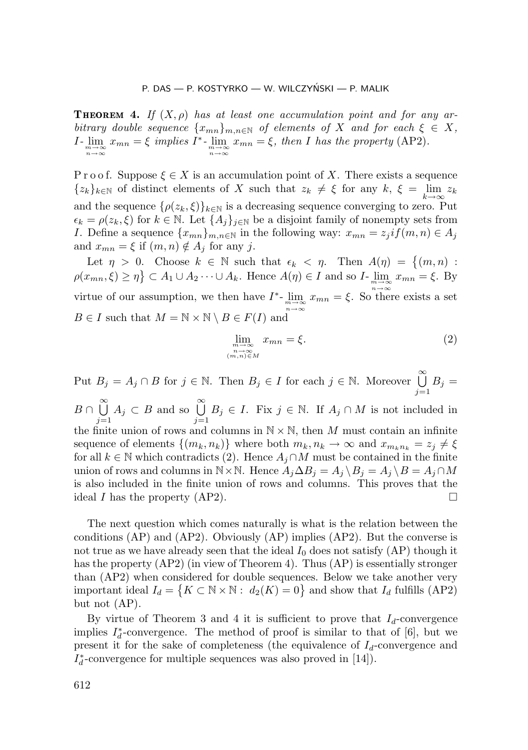**Theorem 4.** *If $(X, \rho)$ has at least one accumulation point and for any arbitrary double sequence $\{x_{mn}\}_{m,n\in\mathbb{N}}$ of elements of $X$ and for each $\xi \in X$, $I\text{-}\lim\limits_{\substack{m\to\infty\\ n\to\infty}} x_{mn} = \xi$ implies $I^*\text{-}\lim\limits_{\substack{m\to\infty\\ n\to\infty}} x_{mn} = \xi$, then $I$ has the property* (AP2).

Proof. Suppose $\xi \in X$ is an accumulation point of $X$. There exists a sequence $\{z_k\}_{k\in\mathbb{N}}$ of distinct elements of $X$ such that $z_k \neq \xi$ for any $k$, $\xi = \lim\limits_{k\to\infty} z_k$ and the sequence $\{\rho(z_k, \xi)\}_{k\in\mathbb{N}}$ is a decreasing sequence converging to zero. Put $\epsilon_k = \rho(z_k, \xi)$ for $k \in \mathbb{N}$. Let $\{A_j\}_{j\in\mathbb{N}}$ be a disjoint family of nonempty sets from $I$. Define a sequence $\{x_{mn}\}_{m,n\in\mathbb{N}}$ in the following way: $x_{mn} = z_j if (m,n) \in A_j$ and $x_{mn} = \xi$ if $(m,n) \notin A_j$ for any $j$.

Let $\eta > 0$. Choose $k \in \mathbb{N}$ such that $\epsilon_k < \eta$. Then $A(\eta) = \{(m,n) : \rho(x_{mn}, \xi) \geq \eta\} \subset A_1 \cup A_2 \cdots \cup A_k$. Hence $A(\eta) \in I$ and so $I\text{-}\lim\limits_{\substack{m\to\infty\\ n\to\infty}} x_{mn} = \xi$. By virtue of our assumption, we then have $I^*\text{-}\lim\limits_{\substack{m\to\infty\\ n\to\infty}} x_{mn} = \xi$. So there exists a set $B \in I$ such that $M = \mathbb{N}\times\mathbb{N} \setminus B \in F(I)$ and

$$\lim_{\substack{m\to\infty\\ n\to\infty\\ (m,n)\in M}} x_{mn} = \xi. \tag{2}$$

Put $B_j = A_j \cap B$ for $j \in \mathbb{N}$. Then $B_j \in I$ for each $j \in \mathbb{N}$. Moreover $\bigcup\limits_{j=1}^{\infty} B_j = B \cap \bigcup\limits_{j=1}^{\infty} A_j \subset B$ and so $\bigcup\limits_{j=1}^{\infty} B_j \in I$. Fix $j \in \mathbb{N}$. If $A_j \cap M$ is not included in the finite union of rows and columns in $\mathbb{N}\times\mathbb{N}$, then $M$ must contain an infinite sequence of elements $\{(m_k, n_k)\}$ where both $m_k, n_k \to \infty$ and $x_{m_k n_k} = z_j \neq \xi$ for all $k \in \mathbb{N}$ which contradicts (2). Hence $A_j \cap M$ must be contained in the finite union of rows and columns in $\mathbb{N}\times\mathbb{N}$. Hence $A_j \Delta B_j = A_j \setminus B_j = A_j \setminus B = A_j \cap M$ is also included in the finite union of rows and columns. This proves that the ideal $I$ has the property (AP2). $\square$

The next question which comes naturally is what is the relation between the conditions (AP) and (AP2). Obviously (AP) implies (AP2). But the converse is not true as we have already seen that the ideal $I_0$ does not satisfy (AP) though it has the property (AP2) (in view of Theorem 4). Thus (AP) is essentially stronger than (AP2) when considered for double sequences. Below we take another very important ideal $I_d = \{K \subset \mathbb{N}\times\mathbb{N} : d_2(K) = 0\}$ and show that $I_d$ fulfills (AP2) but not (AP).

By virtue of Theorem 3 and 4 it is sufficient to prove that $I_d$-convergence implies $I_d^*$-convergence. The method of proof is similar to that of [6], but we present it for the sake of completeness (the equivalence of $I_d$-convergence and $I_d^*$-convergence for multiple sequences was also proved in [14]).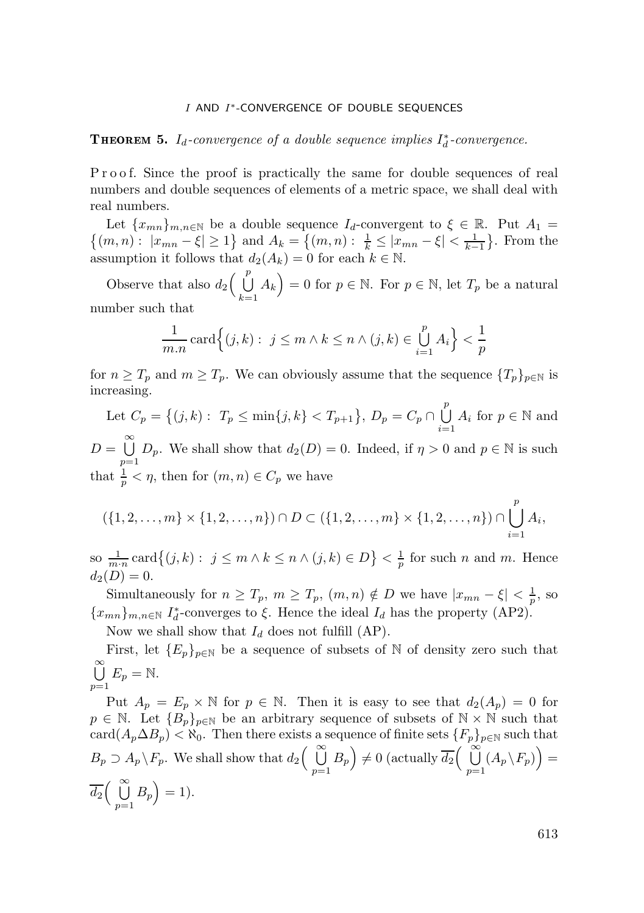**Theorem 5.** *$I_d$-convergence of a double sequence implies $I_d^*$-convergence.*

Proof. Since the proof is practically the same for double sequences of real numbers and double sequences of elements of a metric space, we shall deal with real numbers.

Let $\{x_{mn}\}_{m,n\in\mathbb{N}}$ be a double sequence $I_d$-convergent to $\xi \in \mathbb{R}$. Put $A_1 = \{(m,n) : \ |x_{mn} - \xi| \geq 1\}$ and $A_k = \{(m,n) : \ \frac{1}{k} \leq |x_{mn} - \xi| < \frac{1}{k-1}\}$. From the assumption it follows that $d_2(A_k) = 0$ for each $k \in \mathbb{N}$.

Observe that also $d_2\Big(\bigcup\limits_{k=1}^{p} A_k\Big) = 0$ for $p \in \mathbb{N}$. For $p \in \mathbb{N}$, let $T_p$ be a natural number such that

$$\frac{1}{m.n}\operatorname{card}\Big\{(j,k) : \ j \leq m \wedge k \leq n \wedge (j,k) \in \bigcup_{i=1}^{p} A_i\Big\} < \frac{1}{p}$$

for $n \geq T_p$ and $m \geq T_p$. We can obviously assume that the sequence $\{T_p\}_{p\in\mathbb{N}}$ is increasing.

Let $C_p = \{(j,k) : \ T_p \leq \min\{j,k\} < T_{p+1}\}$, $D_p = C_p \cap \bigcup\limits_{i=1}^{p} A_i$ for $p \in \mathbb{N}$ and $D = \bigcup\limits_{p=1}^{\infty} D_p$. We shall show that $d_2(D) = 0$. Indeed, if $\eta > 0$ and $p \in \mathbb{N}$ is such that $\frac{1}{p} < \eta$, then for $(m,n) \in C_p$ we have

$$(\{1,2,\ldots,m\} \times \{1,2,\ldots,n\}) \cap D \subset (\{1,2,\ldots,m\} \times \{1,2,\ldots,n\}) \cap \bigcup_{i=1}^{p} A_i,$$

so $\frac{1}{m\cdot n}\operatorname{card}\{(j,k) : \ j \leq m \wedge k \leq n \wedge (j,k) \in D\} < \frac{1}{p}$ for such $n$ and $m$. Hence $d_2(D) = 0$.

Simultaneously for $n \geq T_p$, $m \geq T_p$, $(m,n) \notin D$ we have $|x_{mn} - \xi| < \frac{1}{p}$, so $\{x_{mn}\}_{m,n\in\mathbb{N}}$ $I_d^*$-converges to $\xi$. Hence the ideal $I_d$ has the property (AP2).

Now we shall show that $I_d$ does not fulfill (AP).

First, let $\{E_p\}_{p\in\mathbb{N}}$ be a sequence of subsets of $\mathbb{N}$ of density zero such that $\bigcup\limits_{p=1}^{\infty} E_p = \mathbb{N}$.

Put $A_p = E_p \times \mathbb{N}$ for $p \in \mathbb{N}$. Then it is easy to see that $d_2(A_p) = 0$ for $p \in \mathbb{N}$. Let $\{B_p\}_{p\in\mathbb{N}}$ be an arbitrary sequence of subsets of $\mathbb{N} \times \mathbb{N}$ such that $\operatorname{card}(A_p \Delta B_p) < \aleph_0$. Then there exists a sequence of finite sets $\{F_p\}_{p\in\mathbb{N}}$ such that $B_p \supset A_p \setminus F_p$. We shall show that $d_2\Big(\bigcup\limits_{p=1}^{\infty} B_p\Big) \neq 0$ (actually $\overline{d_2}\Big(\bigcup\limits_{p=1}^{\infty} (A_p \setminus F_p)\Big) = \overline{d_2}\Big(\bigcup\limits_{p=1}^{\infty} B_p\Big) = 1$).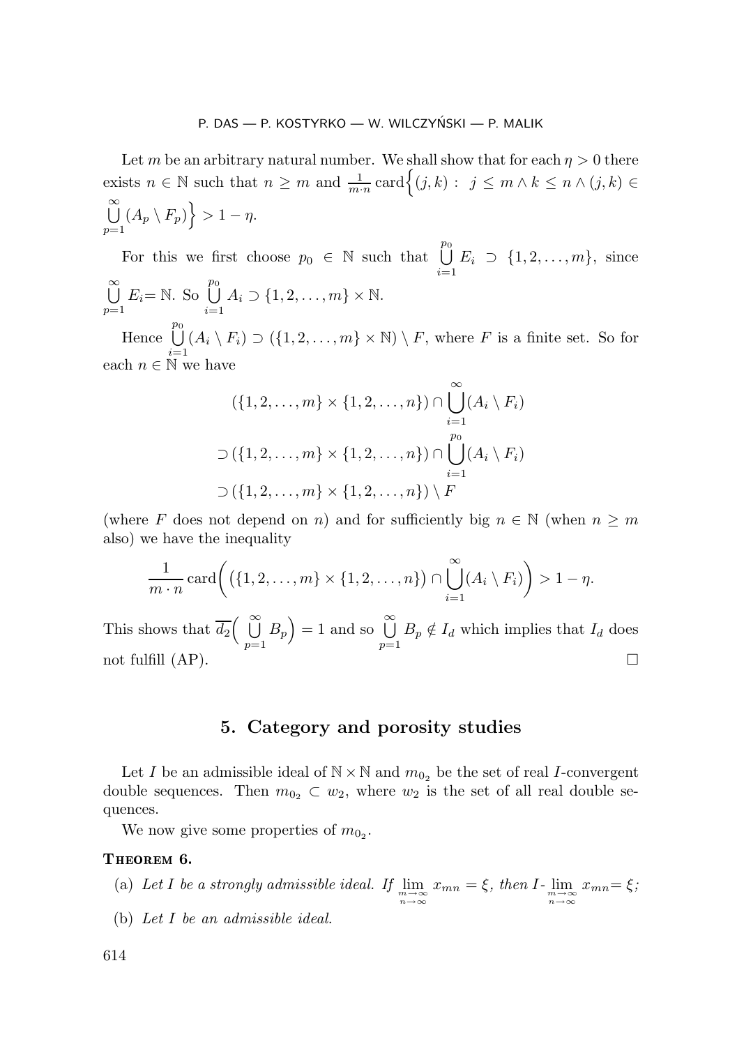Let $m$ be an arbitrary natural number. We shall show that for each $\eta > 0$ there exists $n \in \mathbb{N}$ such that $n \geq m$ and $\frac{1}{m \cdot n} \operatorname{card}\Big\{(j,k) : \ j \leq m \wedge k \leq n \wedge (j,k) \in \bigcup\limits_{p=1}^{\infty} (A_p \setminus F_p)\Big\} > 1 - \eta$.

For this we first choose $p_0 \in \mathbb{N}$ such that $\bigcup\limits_{i=1}^{p_0} E_i \supset \{1, 2, \ldots, m\}$, since $\bigcup\limits_{p=1}^{\infty} E_i = \mathbb{N}$. So $\bigcup\limits_{i=1}^{p_0} A_i \supset \{1, 2, \ldots, m\} \times \mathbb{N}$.

Hence $\bigcup\limits_{i=1}^{p_0} (A_i \setminus F_i) \supset (\{1, 2, \ldots, m\} \times \mathbb{N}) \setminus F$, where $F$ is a finite set. So for each $n \in \mathbb{N}$ we have

$$
\begin{aligned}
&(\{1, 2, \ldots, m\} \times \{1, 2, \ldots, n\}) \cap \bigcup_{i=1}^{\infty} (A_i \setminus F_i) \\
&\supset (\{1, 2, \ldots, m\} \times \{1, 2, \ldots, n\}) \cap \bigcup_{i=1}^{p_0} (A_i \setminus F_i) \\
&\supset (\{1, 2, \ldots, m\} \times \{1, 2, \ldots, n\}) \setminus F
\end{aligned}
$$

(where $F$ does not depend on $n$) and for sufficiently big $n \in \mathbb{N}$ (when $n \geq m$ also) we have the inequality

$$
\frac{1}{m \cdot n} \operatorname{card}\bigg( (\{1, 2, \ldots, m\} \times \{1, 2, \ldots, n\}) \cap \bigcup_{i=1}^{\infty} (A_i \setminus F_i) \bigg) > 1 - \eta.
$$

This shows that $\overline{d_2}\Big( \bigcup\limits_{p=1}^{\infty} B_p \Big) = 1$ and so $\bigcup\limits_{p=1}^{\infty} B_p \notin I_d$ which implies that $I_d$ does not fulfill (AP). $\square$

## 5. Category and porosity studies

Let $I$ be an admissible ideal of $\mathbb{N} \times \mathbb{N}$ and $m_{0_2}$ be the set of real $I$-convergent double sequences. Then $m_{0_2} \subset w_2$, where $w_2$ is the set of all real double sequences.

We now give some properties of $m_{0_2}$.

**Theorem 6.**

(a) *Let $I$ be a strongly admissible ideal. If* $\lim\limits_{\substack{m \to \infty \\ n \to \infty}} x_{mn} = \xi$, *then* $I\text{-}\lim\limits_{\substack{m \to \infty \\ n \to \infty}} x_{mn} = \xi$;

(b) *Let $I$ be an admissible ideal.*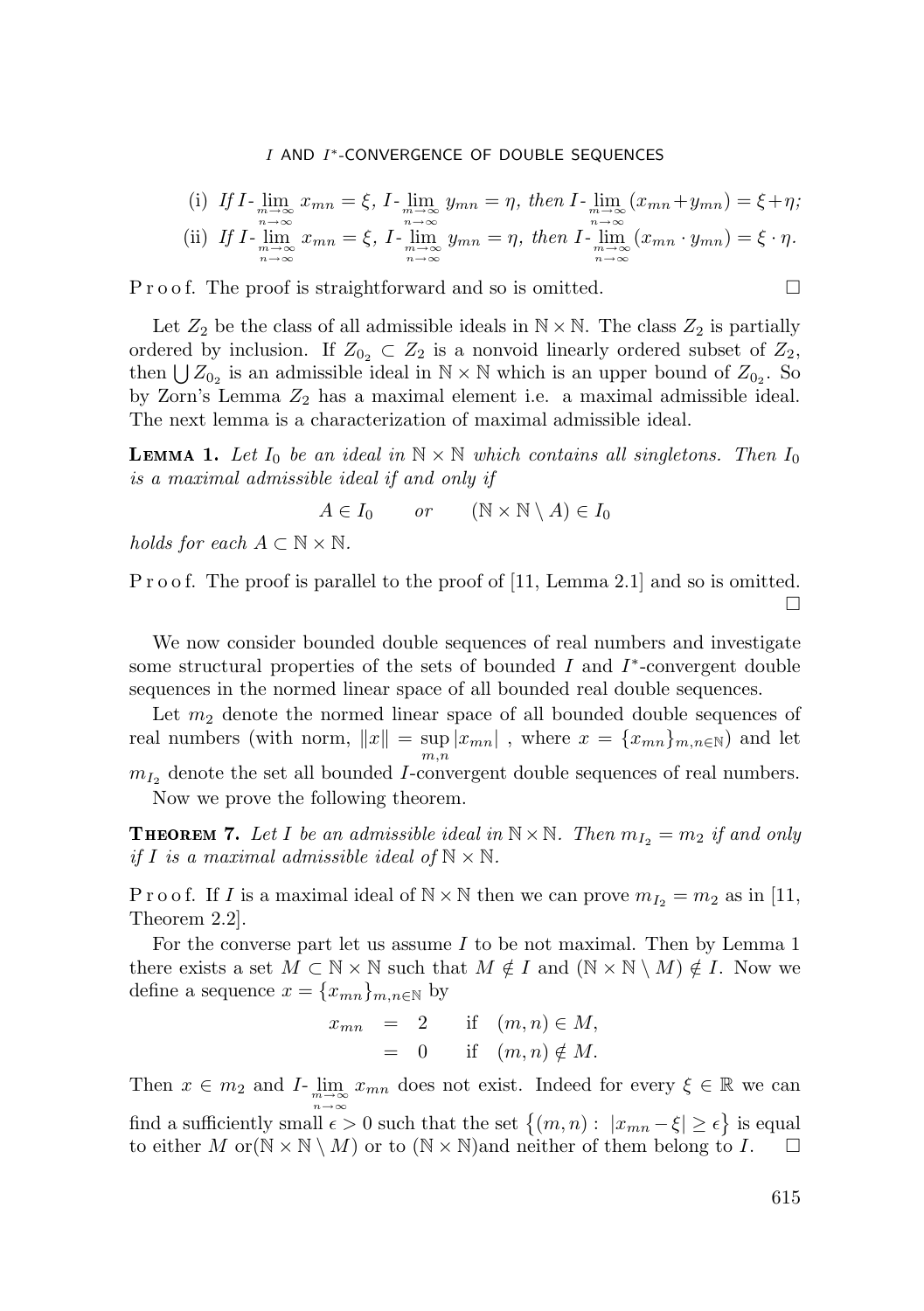(i) *If* $I\text{-}\lim_{\substack{m\to\infty\\ n\to\infty}} x_{mn} = \xi$, $I\text{-}\lim_{\substack{m\to\infty\\ n\to\infty}} y_{mn} = \eta$, *then* $I\text{-}\lim_{\substack{m\to\infty\\ n\to\infty}} (x_{mn}+y_{mn}) = \xi+\eta$;

(ii) *If* $I\text{-}\lim_{\substack{m\to\infty\\ n\to\infty}} x_{mn} = \xi$, $I\text{-}\lim_{\substack{m\to\infty\\ n\to\infty}} y_{mn} = \eta$, *then* $I\text{-}\lim_{\substack{m\to\infty\\ n\to\infty}} (x_{mn}\cdot y_{mn}) = \xi\cdot\eta$.

Proof. The proof is straightforward and so is omitted. □

Let $Z_2$ be the class of all admissible ideals in $\mathbb{N}\times\mathbb{N}$. The class $Z_2$ is partially ordered by inclusion. If $Z_{0_2}\subset Z_2$ is a nonvoid linearly ordered subset of $Z_2$, then $\bigcup Z_{0_2}$ is an admissible ideal in $\mathbb{N}\times\mathbb{N}$ which is an upper bound of $Z_{0_2}$. So by Zorn's Lemma $Z_2$ has a maximal element i.e. a maximal admissible ideal. The next lemma is a characterization of maximal admissible ideal.

**Lemma 1.** *Let $I_0$ be an ideal in $\mathbb{N}\times\mathbb{N}$ which contains all singletons. Then $I_0$ is a maximal admissible ideal if and only if*

$$A\in I_0 \qquad or \qquad (\mathbb{N}\times\mathbb{N}\setminus A)\in I_0$$

*holds for each $A\subset\mathbb{N}\times\mathbb{N}$.*

Proof. The proof is parallel to the proof of [11, Lemma 2.1] and so is omitted. □

We now consider bounded double sequences of real numbers and investigate some structural properties of the sets of bounded $I$ and $I^*$-convergent double sequences in the normed linear space of all bounded real double sequences.

Let $m_2$ denote the normed linear space of all bounded double sequences of real numbers (with norm, $\|x\| = \sup_{m,n}|x_{mn}|$ , where $x=\{x_{mn}\}_{m,n\in\mathbb{N}}$) and let $m_{I_2}$ denote the set all bounded $I$-convergent double sequences of real numbers.

Now we prove the following theorem.

**Theorem 7.** *Let $I$ be an admissible ideal in $\mathbb{N}\times\mathbb{N}$. Then $m_{I_2}=m_2$ if and only if $I$ is a maximal admissible ideal of $\mathbb{N}\times\mathbb{N}$.*

Proof. If $I$ is a maximal ideal of $\mathbb{N}\times\mathbb{N}$ then we can prove $m_{I_2}=m_2$ as in [11, Theorem 2.2].

For the converse part let us assume $I$ to be not maximal. Then by Lemma 1 there exists a set $M\subset\mathbb{N}\times\mathbb{N}$ such that $M\notin I$ and $(\mathbb{N}\times\mathbb{N}\setminus M)\notin I$. Now we define a sequence $x=\{x_{mn}\}_{m,n\in\mathbb{N}}$ by

$$\begin{aligned} x_{mn} &= 2 \quad \text{if} \quad (m,n)\in M,\\ &= 0 \quad \text{if} \quad (m,n)\notin M. \end{aligned}$$

Then $x\in m_2$ and $I\text{-}\lim_{\substack{m\to\infty\\ n\to\infty}} x_{mn}$ does not exist. Indeed for every $\xi\in\mathbb{R}$ we can find a sufficiently small $\epsilon>0$ such that the set $\{(m,n):\ |x_{mn}-\xi|\geq\epsilon\}$ is equal to either $M$ or$(\mathbb{N}\times\mathbb{N}\setminus M)$ or to $(\mathbb{N}\times\mathbb{N})$and neither of them belong to $I$. □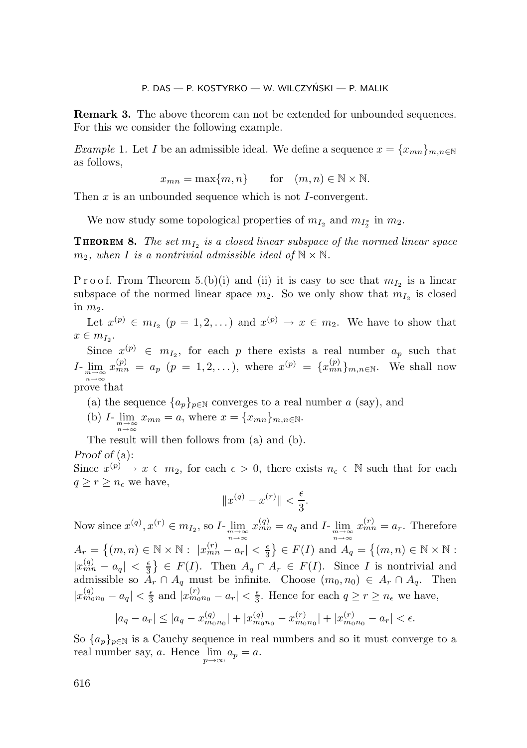**Remark 3.** The above theorem can not be extended for unbounded sequences. For this we consider the following example.

*Example* 1. Let $I$ be an admissible ideal. We define a sequence $x = \{x_{mn}\}_{m,n\in\mathbb{N}}$ as follows,

$$x_{mn} = \max\{m, n\} \qquad \text{for} \quad (m,n) \in \mathbb{N} \times \mathbb{N}.$$

Then $x$ is an unbounded sequence which is not $I$-convergent.

We now study some topological properties of $m_{I_2}$ and $m_{I_2^*}$ in $m_2$.

**Theorem 8.** *The set $m_{I_2}$ is a closed linear subspace of the normed linear space $m_2$, when $I$ is a nontrivial admissible ideal of $\mathbb{N} \times \mathbb{N}$.*

Proof. From Theorem 5.(b)(i) and (ii) it is easy to see that $m_{I_2}$ is a linear subspace of the normed linear space $m_2$. So we only show that $m_{I_2}$ is closed in $m_2$.

Let $x^{(p)} \in m_{I_2}$ $(p = 1, 2, \dots)$ and $x^{(p)} \to x \in m_2$. We have to show that $x \in m_{I_2}$.

Since $x^{(p)} \in m_{I_2}$, for each $p$ there exists a real number $a_p$ such that $I\text{-}\lim\limits_{\substack{m\to\infty \\ n\to\infty}} x_{mn}^{(p)} = a_p$ $(p = 1, 2, \dots)$, where $x^{(p)} = \{x_{mn}^{(p)}\}_{m,n\in\mathbb{N}}$. We shall now prove that

(a) the sequence $\{a_p\}_{p\in\mathbb{N}}$ converges to a real number $a$ (say), and

(b) $I\text{-}\lim\limits_{\substack{m\to\infty \\ n\to\infty}} x_{mn} = a$, where $x = \{x_{mn}\}_{m,n\in\mathbb{N}}$.

The result will then follows from (a) and (b).

*Proof of* (a):
Since $x^{(p)} \to x \in m_2$, for each $\epsilon > 0$, there exists $n_\epsilon \in \mathbb{N}$ such that for each $q \geq r \geq n_\epsilon$ we have,

$$\|x^{(q)} - x^{(r)}\| < \frac{\epsilon}{3}.$$

Now since $x^{(q)}, x^{(r)} \in m_{I_2}$, so $I\text{-}\lim\limits_{\substack{m\to\infty \\ n\to\infty}} x_{mn}^{(q)} = a_q$ and $I\text{-}\lim\limits_{\substack{m\to\infty \\ n\to\infty}} x_{mn}^{(r)} = a_r$. Therefore $A_r = \{(m,n) \in \mathbb{N} \times \mathbb{N} : |x_{mn}^{(r)} - a_r| < \frac{\epsilon}{3}\} \in F(I)$ and $A_q = \{(m,n) \in \mathbb{N} \times \mathbb{N} : |x_{mn}^{(q)} - a_q| < \frac{\epsilon}{3}\} \in F(I)$. Then $A_q \cap A_r \in F(I)$. Since $I$ is nontrivial and admissible so $A_r \cap A_q$ must be infinite. Choose $(m_0, n_0) \in A_r \cap A_q$. Then $|x_{m_0n_0}^{(q)} - a_q| < \frac{\epsilon}{3}$ and $|x_{m_0n_0}^{(r)} - a_r| < \frac{\epsilon}{3}$. Hence for each $q \geq r \geq n_\epsilon$ we have,

$$|a_q - a_r| \leq |a_q - x_{m_0n_0}^{(q)}| + |x_{m_0n_0}^{(q)} - x_{m_0n_0}^{(r)}| + |x_{m_0n_0}^{(r)} - a_r| < \epsilon.$$

So $\{a_p\}_{p\in\mathbb{N}}$ is a Cauchy sequence in real numbers and so it must converge to a real number say, $a$. Hence $\lim\limits_{p\to\infty} a_p = a$.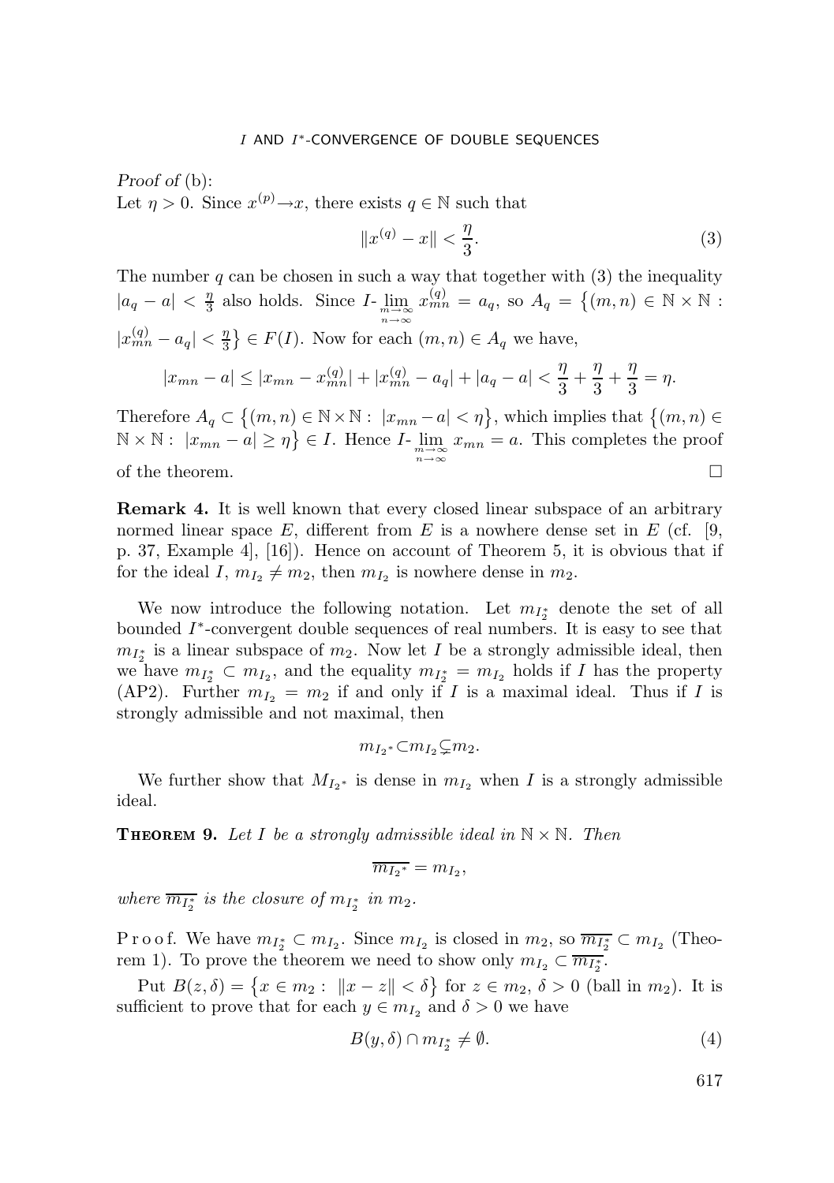*Proof of* (b):
Let $\eta > 0$. Since $x^{(p)} \to x$, there exists $q \in \mathbb{N}$ such that

$$\|x^{(q)} - x\| < \frac{\eta}{3}. \tag{3}$$

The number $q$ can be chosen in such a way that together with (3) the inequality $|a_q - a| < \frac{\eta}{3}$ also holds. Since $I\text{-}\lim_{\substack{m\to\infty \\ n\to\infty}} x_{mn}^{(q)} = a_q$, so $A_q = \{(m,n) \in \mathbb{N}\times\mathbb{N} : |x_{mn}^{(q)} - a_q| < \frac{\eta}{3}\} \in F(I)$. Now for each $(m,n) \in A_q$ we have,

$$|x_{mn} - a| \le |x_{mn} - x_{mn}^{(q)}| + |x_{mn}^{(q)} - a_q| + |a_q - a| < \frac{\eta}{3} + \frac{\eta}{3} + \frac{\eta}{3} = \eta.$$

Therefore $A_q \subset \{(m,n) \in \mathbb{N}\times\mathbb{N} : |x_{mn} - a| < \eta\}$, which implies that $\{(m,n) \in \mathbb{N}\times\mathbb{N} : |x_{mn} - a| \ge \eta\} \in I$. Hence $I\text{-}\lim_{\substack{m\to\infty \\ n\to\infty}} x_{mn} = a$. This completes the proof of the theorem. □

**Remark 4.** It is well known that every closed linear subspace of an arbitrary normed linear space $E$, different from $E$ is a nowhere dense set in $E$ (cf. [9, p. 37, Example 4], [16]). Hence on account of Theorem 5, it is obvious that if for the ideal $I$, $m_{I_2} \neq m_2$, then $m_{I_2}$ is nowhere dense in $m_2$.

We now introduce the following notation. Let $m_{I_2^*}$ denote the set of all bounded $I^*$-convergent double sequences of real numbers. It is easy to see that $m_{I_2^*}$ is a linear subspace of $m_2$. Now let $I$ be a strongly admissible ideal, then we have $m_{I_2^*} \subset m_{I_2}$, and the equality $m_{I_2^*} = m_{I_2}$ holds if $I$ has the property (AP2). Further $m_{I_2} = m_2$ if and only if $I$ is a maximal ideal. Thus if $I$ is strongly admissible and not maximal, then

$$m_{I_2{}^*} \subset m_{I_2} \subsetneq m_2.$$

We further show that $M_{I_2{}^*}$ is dense in $m_{I_2}$ when $I$ is a strongly admissible ideal.

**Theorem 9.** *Let $I$ be a strongly admissible ideal in $\mathbb{N}\times\mathbb{N}$. Then*

$$\overline{m_{I_2{}^*}} = m_{I_2},$$

*where $\overline{m_{I_2^*}}$ is the closure of $m_{I_2^*}$ in $m_2$.*

Proof. We have $m_{I_2^*} \subset m_{I_2}$. Since $m_{I_2}$ is closed in $m_2$, so $\overline{m_{I_2^*}} \subset m_{I_2}$ (Theorem 1). To prove the theorem we need to show only $m_{I_2} \subset \overline{m_{I_2^*}}$.

Put $B(z,\delta) = \{x \in m_2 : \|x - z\| < \delta\}$ for $z \in m_2$, $\delta > 0$ (ball in $m_2$). It is sufficient to prove that for each $y \in m_{I_2}$ and $\delta > 0$ we have

$$B(y,\delta) \cap m_{I_2^*} \neq \emptyset. \tag{4}$$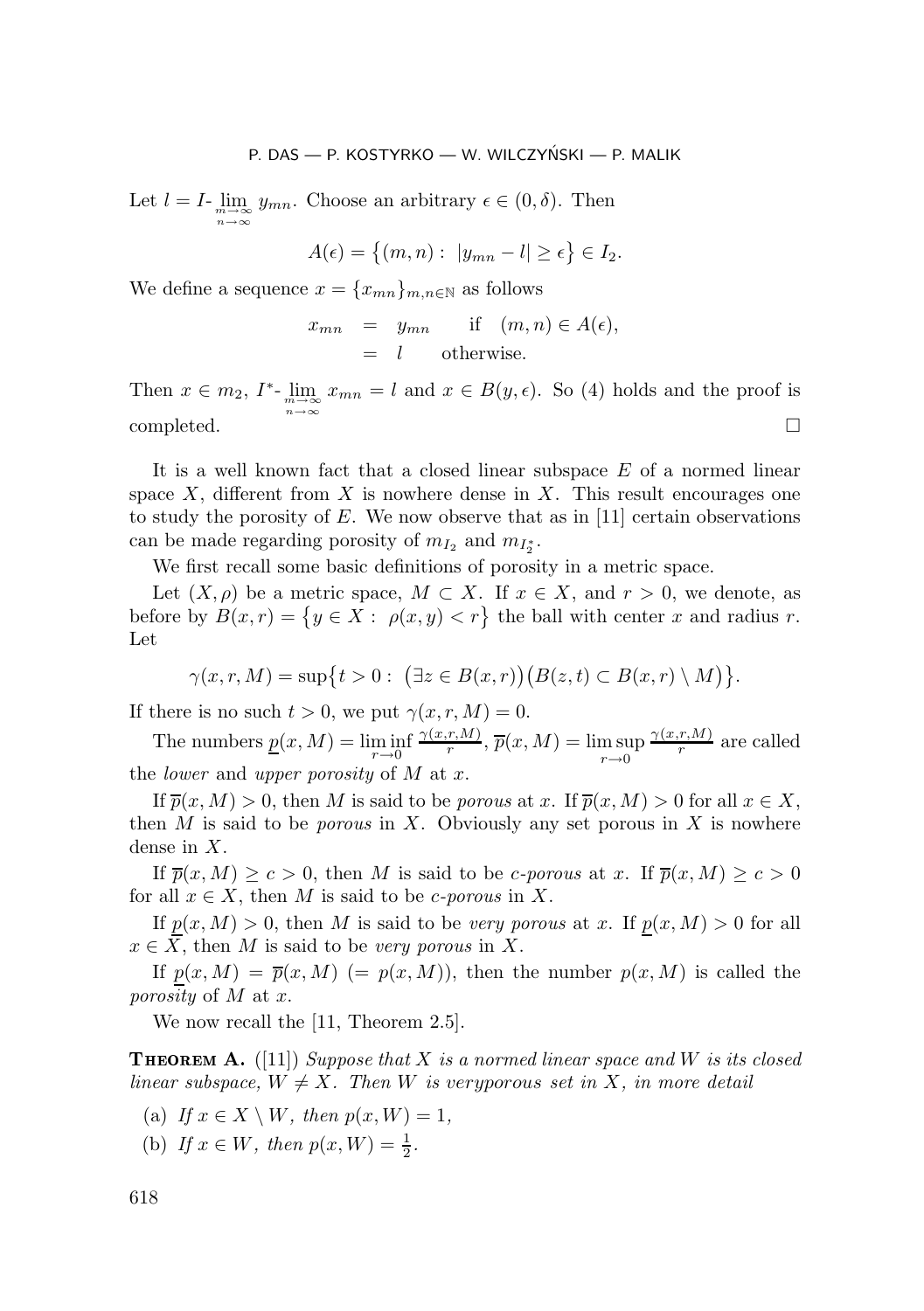Let $l = I\text{-}\lim_{\substack{m\to\infty\\ n\to\infty}} y_{mn}$. Choose an arbitrary $\epsilon \in (0, \delta)$. Then

$$A(\epsilon) = \{(m,n) :\ |y_{mn} - l| \geq \epsilon\} \in I_2.$$

We define a sequence $x = \{x_{mn}\}_{m,n\in\mathbb{N}}$ as follows

$$\begin{aligned} x_{mn} &= y_{mn} \quad \text{if} \quad (m,n) \in A(\epsilon), \\ &= l \quad \text{otherwise.} \end{aligned}$$

Then $x \in m_2$, $I^*\text{-}\lim_{\substack{m\to\infty\\ n\to\infty}} x_{mn} = l$ and $x \in B(y, \epsilon)$. So (4) holds and the proof is completed. □

It is a well known fact that a closed linear subspace $E$ of a normed linear space $X$, different from $X$ is nowhere dense in $X$. This result encourages one to study the porosity of $E$. We now observe that as in [11] certain observations can be made regarding porosity of $m_{I_2}$ and $m_{I_2^*}$.

We first recall some basic definitions of porosity in a metric space.

Let $(X, \rho)$ be a metric space, $M \subset X$. If $x \in X$, and $r > 0$, we denote, as before by $B(x,r) = \{y \in X :\ \rho(x,y) < r\}$ the ball with center $x$ and radius $r$. Let

$$\gamma(x, r, M) = \sup\{t > 0 :\ (\exists z \in B(x,r))(B(z,t) \subset B(x,r) \setminus M)\}.$$

If there is no such $t > 0$, we put $\gamma(x, r, M) = 0$.

The numbers $\underline{p}(x, M) = \liminf_{r\to 0} \frac{\gamma(x,r,M)}{r}$, $\overline{p}(x, M) = \limsup_{r\to 0} \frac{\gamma(x,r,M)}{r}$ are called the *lower* and *upper porosity* of $M$ at $x$.

If $\overline{p}(x, M) > 0$, then $M$ is said to be *porous* at $x$. If $\overline{p}(x, M) > 0$ for all $x \in X$, then $M$ is said to be *porous* in $X$. Obviously any set porous in $X$ is nowhere dense in $X$.

If $\overline{p}(x, M) \geq c > 0$, then $M$ is said to be *c-porous* at $x$. If $\overline{p}(x, M) \geq c > 0$ for all $x \in X$, then $M$ is said to be *c-porous* in $X$.

If $\underline{p}(x, M) > 0$, then $M$ is said to be *very porous* at $x$. If $\underline{p}(x, M) > 0$ for all $x \in X$, then $M$ is said to be *very porous* in $X$.

If $\underline{p}(x, M) = \overline{p}(x, M)$ $(= p(x, M))$, then the number $p(x, M)$ is called the *porosity* of $M$ at $x$.

We now recall the [11, Theorem 2.5].

**Theorem A.** ([11]) *Suppose that $X$ is a normed linear space and $W$ is its closed linear subspace, $W \neq X$. Then $W$ is veryporous set in $X$, in more detail*

(a) *If $x \in X \setminus W$, then $p(x, W) = 1$,*
(b) *If $x \in W$, then $p(x, W) = \frac{1}{2}$.*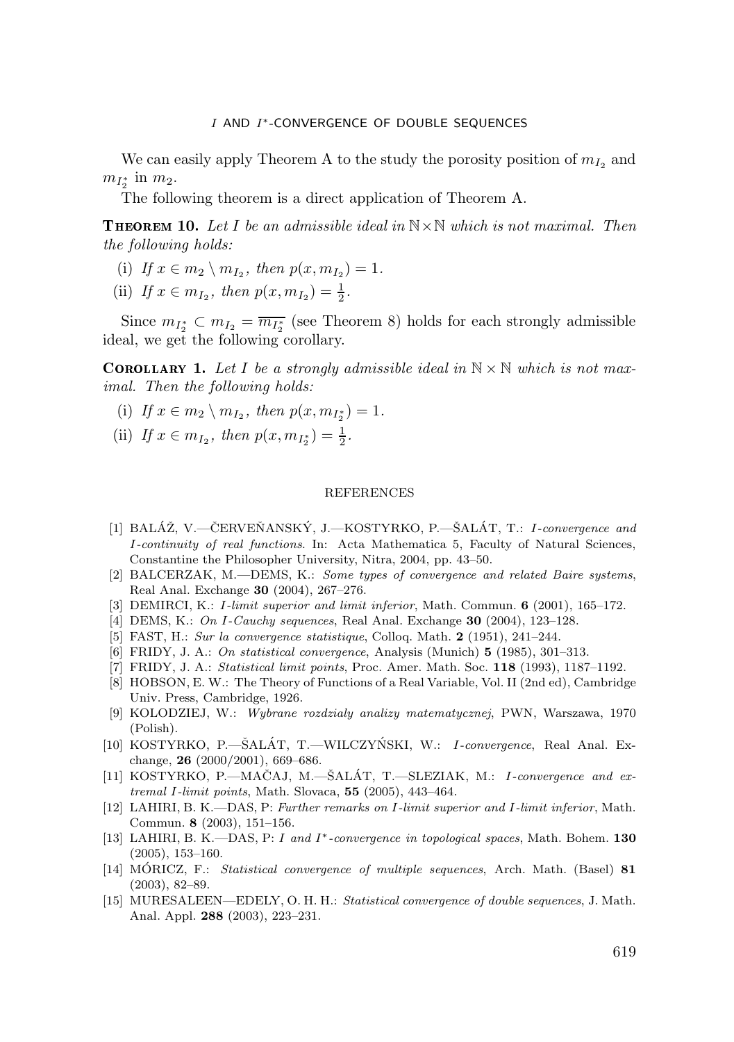We can easily apply Theorem A to the study the porosity position of $m_{I_2}$ and $m_{I_2^*}$ in $m_2$.

The following theorem is a direct application of Theorem A.

**Theorem 10.** *Let $I$ be an admissible ideal in $\mathbb{N}\times\mathbb{N}$ which is not maximal. Then the following holds:*

(i) *If $x \in m_2 \setminus m_{I_2}$, then $p(x, m_{I_2}) = 1$.*

(ii) *If $x \in m_{I_2}$, then $p(x, m_{I_2}) = \frac{1}{2}$.*

Since $m_{I_2^*} \subset m_{I_2} = \overline{m_{I_2^*}}$ (see Theorem 8) holds for each strongly admissible ideal, we get the following corollary.

**Corollary 1.** *Let $I$ be a strongly admissible ideal in $\mathbb{N}\times\mathbb{N}$ which is not maximal. Then the following holds:*

(i) *If $x \in m_2 \setminus m_{I_2}$, then $p(x, m_{I_2^*}) = 1$.*

(ii) *If $x \in m_{I_2}$, then $p(x, m_{I_2^*}) = \frac{1}{2}$.*

## REFERENCES

[1] BALÁŽ, V.—ČERVEŇANSKÝ, J.—KOSTYRKO, P.—ŠALÁT, T.: *I-convergence and I-continuity of real functions*. In: Acta Mathematica 5, Faculty of Natural Sciences, Constantine the Philosopher University, Nitra, 2004, pp. 43–50.

[2] BALCERZAK, M.—DEMS, K.: *Some types of convergence and related Baire systems*, Real Anal. Exchange **30** (2004), 267–276.

[3] DEMIRCI, K.: *I-limit superior and limit inferior*, Math. Commun. **6** (2001), 165–172.

[4] DEMS, K.: *On I-Cauchy sequences*, Real Anal. Exchange **30** (2004), 123–128.

[5] FAST, H.: *Sur la convergence statistique*, Colloq. Math. **2** (1951), 241–244.

[6] FRIDY, J. A.: *On statistical convergence*, Analysis (Munich) **5** (1985), 301–313.

[7] FRIDY, J. A.: *Statistical limit points*, Proc. Amer. Math. Soc. **118** (1993), 1187–1192.

[8] HOBSON, E. W.: The Theory of Functions of a Real Variable, Vol. II (2nd ed), Cambridge Univ. Press, Cambridge, 1926.

[9] KOLODZIEJ, W.: *Wybrane rozdzialy analizy matematycznej*, PWN, Warszawa, 1970 (Polish).

[10] KOSTYRKO, P.—ŠALÁT, T.—WILCZYŃSKI, W.: *I-convergence*, Real Anal. Exchange, **26** (2000/2001), 669–686.

[11] KOSTYRKO, P.—MAČAJ, M.—ŠALÁT, T.—SLEZIAK, M.: *I-convergence and extremal I-limit points*, Math. Slovaca, **55** (2005), 443–464.

[12] LAHIRI, B. K.—DAS, P: *Further remarks on I-limit superior and I-limit inferior*, Math. Commun. **8** (2003), 151–156.

[13] LAHIRI, B. K.—DAS, P: *I and $I^*$-convergence in topological spaces*, Math. Bohem. **130** (2005), 153–160.

[14] MÓRICZ, F.: *Statistical convergence of multiple sequences*, Arch. Math. (Basel) **81** (2003), 82–89.

[15] MURESALEEN—EDELY, O. H. H.: *Statistical convergence of double sequences*, J. Math. Anal. Appl. **288** (2003), 223–231.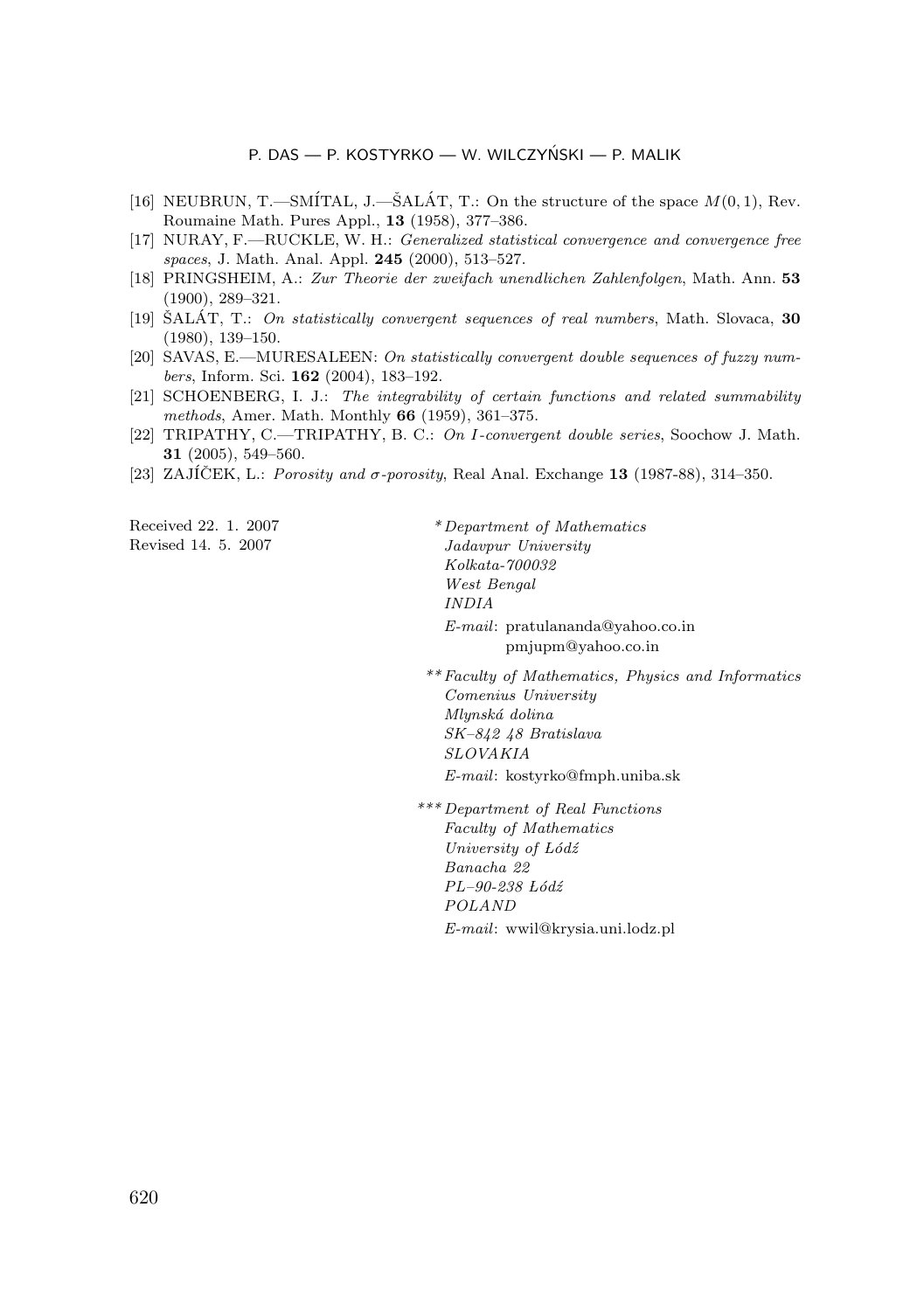[16] NEUBRUN, T.—SMÍTAL, J.—ŠALÁT, T.: On the structure of the space $M(0,1)$, Rev. Roumaine Math. Pures Appl., **13** (1958), 377–386.

[17] NURAY, F.—RUCKLE, W. H.: *Generalized statistical convergence and convergence free spaces*, J. Math. Anal. Appl. **245** (2000), 513–527.

[18] PRINGSHEIM, A.: *Zur Theorie der zweifach unendlichen Zahlenfolgen*, Math. Ann. **53** (1900), 289–321.

[19] ŠALÁT, T.: *On statistically convergent sequences of real numbers*, Math. Slovaca, **30** (1980), 139–150.

[20] SAVAS, E.—MURESALEEN: *On statistically convergent double sequences of fuzzy numbers*, Inform. Sci. **162** (2004), 183–192.

[21] SCHOENBERG, I. J.: *The integrability of certain functions and related summability methods*, Amer. Math. Monthly **66** (1959), 361–375.

[22] TRIPATHY, C.—TRIPATHY, B. C.: *On I-convergent double series*, Soochow J. Math. **31** (2005), 549–560.

[23] ZAJÍČEK, L.: *Porosity and σ-porosity*, Real Anal. Exchange **13** (1987-88), 314–350.

Received 22. 1. 2007
Revised 14. 5. 2007

\* *Department of Mathematics*
*Jadavpur University*
*Kolkata-700032*
*West Bengal*
*INDIA*
*E-mail*: pratulananda@yahoo.co.in
pmjupm@yahoo.co.in

\*\* *Faculty of Mathematics, Physics and Informatics*
*Comenius University*
*Mlynská dolina*
*SK–842 48 Bratislava*
*SLOVAKIA*
*E-mail*: kostyrko@fmph.uniba.sk

\*\*\* *Department of Real Functions*
*Faculty of Mathematics*
*University of Łódź*
*Banacha 22*
*PL–90-238 Łódź*
*POLAND*
*E-mail*: wwil@krysia.uni.lodz.pl